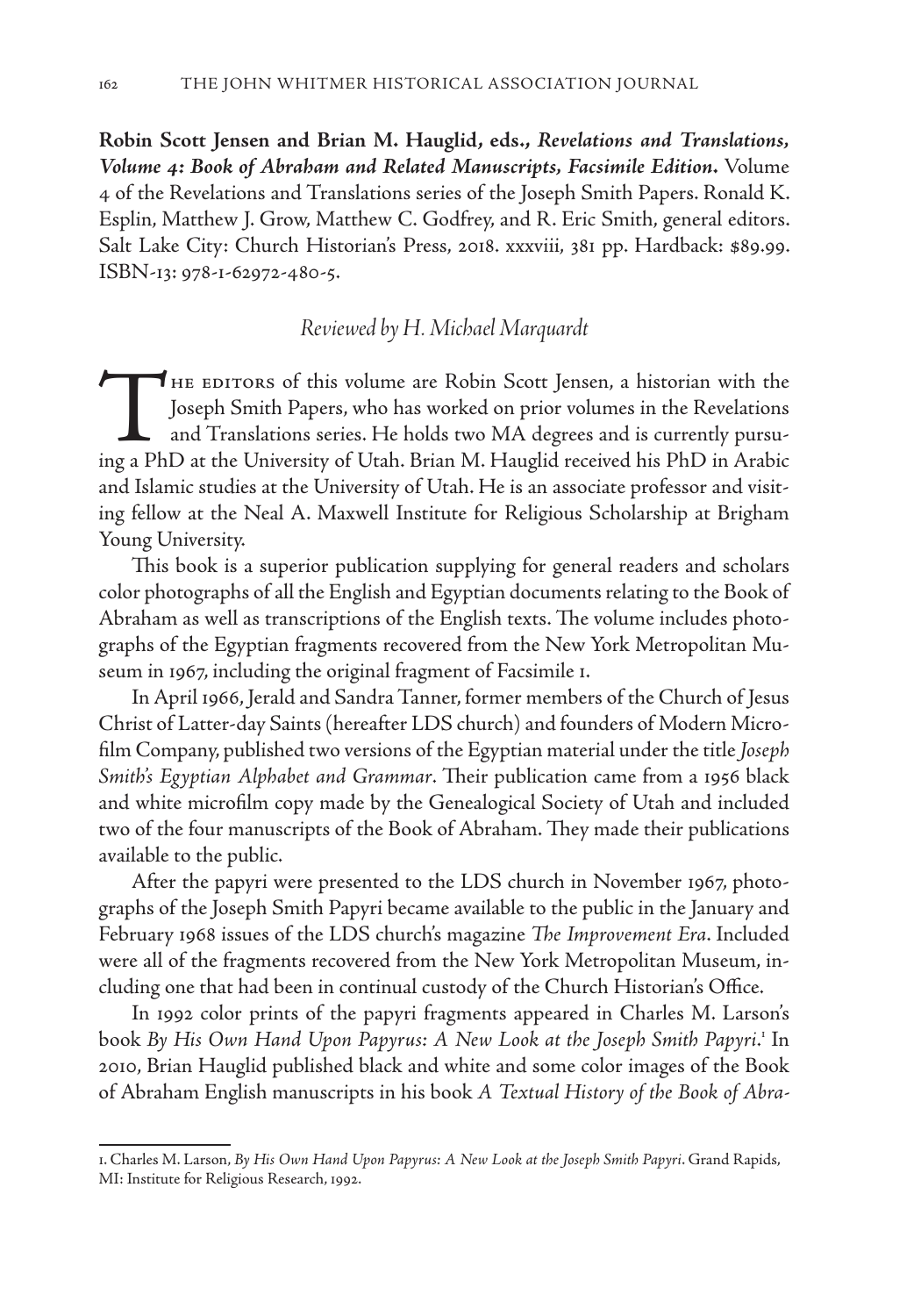**Robin Scott Jensen and Brian M. Hauglid, eds., *Revelations and Translations, Volume 4: Book of Abraham and Related Manuscripts, Facsimile Edition.*** Volume 4 of the Revelations and Translations series of the Joseph Smith Papers. Ronald K. Esplin, Matthew J. Grow, Matthew C. Godfrey, and R. Eric Smith, general editors. Salt Lake City: Church Historian's Press, 2018. xxxviii, 381 pp. Hardback: $89.99. ISBN-13: 978-1-62972-480-5.

*Reviewed by H. Michael Marquardt*

The editors of this volume are Robin Scott Jensen, a historian with the Joseph Smith Papers, who has worked on prior volumes in the Revelations and Translations series. He holds two MA degrees and is currently pursuing a PhD at the University of Utah. Brian M. Hauglid received his PhD in Arabic and Islamic studies at the University of Utah. He is an associate professor and visiting fellow at the Neal A. Maxwell Institute for Religious Scholarship at Brigham Young University.

This book is a superior publication supplying for general readers and scholars color photographs of all the English and Egyptian documents relating to the Book of Abraham as well as transcriptions of the English texts. The volume includes photographs of the Egyptian fragments recovered from the New York Metropolitan Museum in 1967, including the original fragment of Facsimile 1.

In April 1966, Jerald and Sandra Tanner, former members of the Church of Jesus Christ of Latter-day Saints (hereafter LDS church) and founders of Modern Microfilm Company, published two versions of the Egyptian material under the title *Joseph Smith's Egyptian Alphabet and Grammar*. Their publication came from a 1956 black and white microfilm copy made by the Genealogical Society of Utah and included two of the four manuscripts of the Book of Abraham. They made their publications available to the public.

After the papyri were presented to the LDS church in November 1967, photographs of the Joseph Smith Papyri became available to the public in the January and February 1968 issues of the LDS church's magazine *The Improvement Era*. Included were all of the fragments recovered from the New York Metropolitan Museum, including one that had been in continual custody of the Church Historian's Office.

In 1992 color prints of the papyri fragments appeared in Charles M. Larson's book *By His Own Hand Upon Papyrus: A New Look at the Joseph Smith Papyri*.[1] In 2010, Brian Hauglid published black and white and some color images of the Book of Abraham English manuscripts in his book *A Textual History of the Book of Abra-*

1. Charles M. Larson, *By His Own Hand Upon Papyrus: A New Look at the Joseph Smith Papyri*. Grand Rapids, MI: Institute for Religious Research, 1992.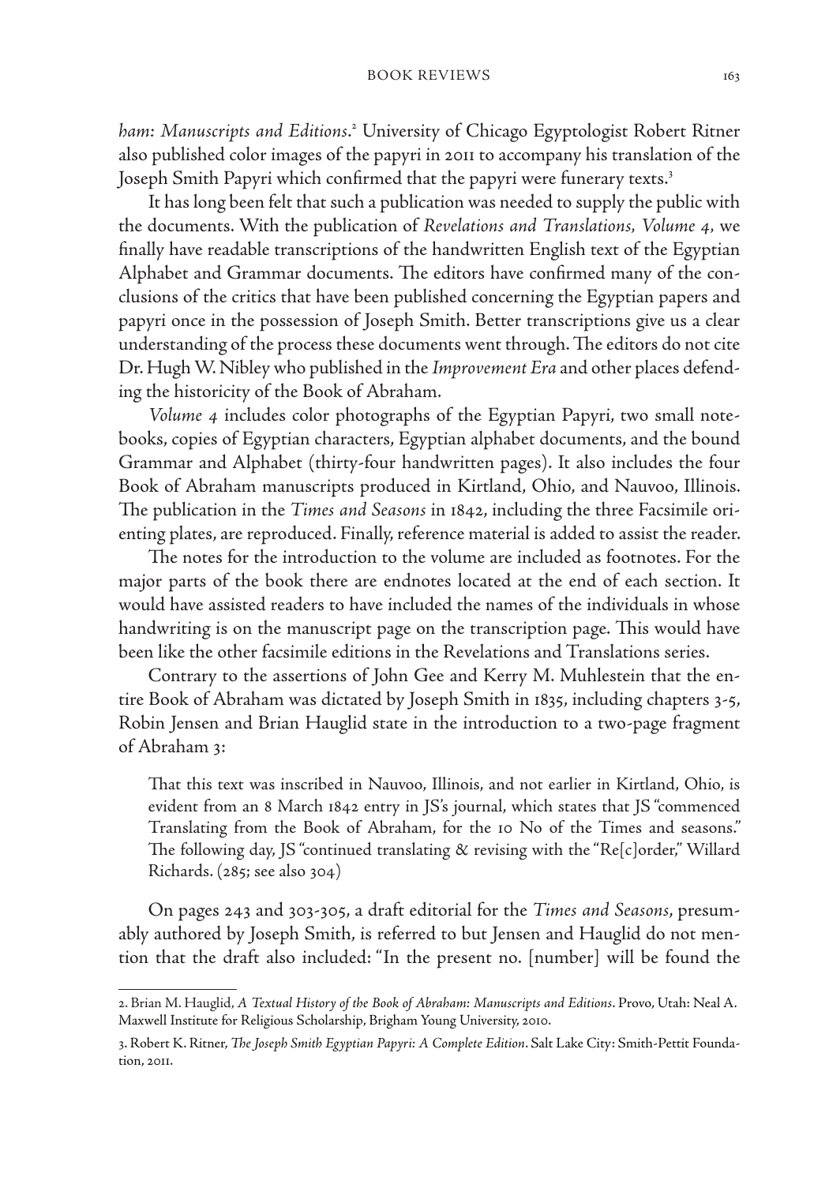*ham: Manuscripts and Editions*.[2] University of Chicago Egyptologist Robert Ritner also published color images of the papyri in 2011 to accompany his translation of the Joseph Smith Papyri which confirmed that the papyri were funerary texts.[3]

It has long been felt that such a publication was needed to supply the public with the documents. With the publication of *Revelations and Translations, Volume 4*, we finally have readable transcriptions of the handwritten English text of the Egyptian Alphabet and Grammar documents. The editors have confirmed many of the conclusions of the critics that have been published concerning the Egyptian papers and papyri once in the possession of Joseph Smith. Better transcriptions give us a clear understanding of the process these documents went through. The editors do not cite Dr. Hugh W. Nibley who published in the *Improvement Era* and other places defending the historicity of the Book of Abraham.

*Volume 4* includes color photographs of the Egyptian Papyri, two small notebooks, copies of Egyptian characters, Egyptian alphabet documents, and the bound Grammar and Alphabet (thirty-four handwritten pages). It also includes the four Book of Abraham manuscripts produced in Kirtland, Ohio, and Nauvoo, Illinois. The publication in the *Times and Seasons* in 1842, including the three Facsimile orienting plates, are reproduced. Finally, reference material is added to assist the reader.

The notes for the introduction to the volume are included as footnotes. For the major parts of the book there are endnotes located at the end of each section. It would have assisted readers to have included the names of the individuals in whose handwriting is on the manuscript page on the transcription page. This would have been like the other facsimile editions in the Revelations and Translations series.

Contrary to the assertions of John Gee and Kerry M. Muhlestein that the entire Book of Abraham was dictated by Joseph Smith in 1835, including chapters 3-5, Robin Jensen and Brian Hauglid state in the introduction to a two-page fragment of Abraham 3:

> That this text was inscribed in Nauvoo, Illinois, and not earlier in Kirtland, Ohio, is evident from an 8 March 1842 entry in JS's journal, which states that JS "commenced Translating from the Book of Abraham, for the 10 No of the Times and seasons." The following day, JS "continued translating & revising with the "Re[c]order," Willard Richards. (285; see also 304)

On pages 243 and 303-305, a draft editorial for the *Times and Seasons*, presumably authored by Joseph Smith, is referred to but Jensen and Hauglid do not mention that the draft also included: "In the present no. [number] will be found the

---

2. Brian M. Hauglid, *A Textual History of the Book of Abraham: Manuscripts and Editions*. Provo, Utah: Neal A. Maxwell Institute for Religious Scholarship, Brigham Young University, 2010.

3. Robert K. Ritner, *The Joseph Smith Egyptian Papyri: A Complete Edition*. Salt Lake City: Smith-Pettit Foundation, 2011.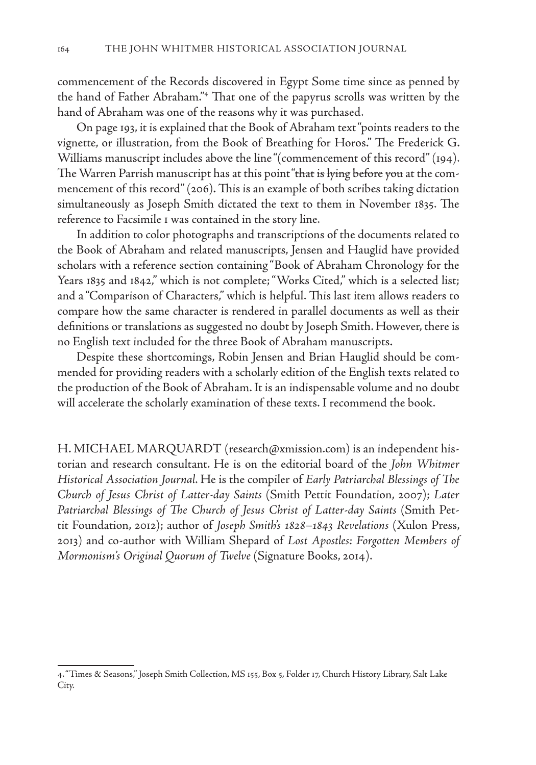commencement of the Records discovered in Egypt Some time since as penned by the hand of Father Abraham."[4] That one of the papyrus scrolls was written by the hand of Abraham was one of the reasons why it was purchased.

On page 193, it is explained that the Book of Abraham text "points readers to the vignette, or illustration, from the Book of Breathing for Horos." The Frederick G. Williams manuscript includes above the line "(commencement of this record" (194). The Warren Parrish manuscript has at this point "~~that is lying before you~~ at the commencement of this record" (206). This is an example of both scribes taking dictation simultaneously as Joseph Smith dictated the text to them in November 1835. The reference to Facsimile 1 was contained in the story line.

In addition to color photographs and transcriptions of the documents related to the Book of Abraham and related manuscripts, Jensen and Hauglid have provided scholars with a reference section containing "Book of Abraham Chronology for the Years 1835 and 1842," which is not complete; "Works Cited," which is a selected list; and a "Comparison of Characters," which is helpful. This last item allows readers to compare how the same character is rendered in parallel documents as well as their definitions or translations as suggested no doubt by Joseph Smith. However, there is no English text included for the three Book of Abraham manuscripts.

Despite these shortcomings, Robin Jensen and Brian Hauglid should be commended for providing readers with a scholarly edition of the English texts related to the production of the Book of Abraham. It is an indispensable volume and no doubt will accelerate the scholarly examination of these texts. I recommend the book.

H. MICHAEL MARQUARDT (research@xmission.com) is an independent historian and research consultant. He is on the editorial board of the *John Whitmer Historical Association Journal*. He is the compiler of *Early Patriarchal Blessings of The Church of Jesus Christ of Latter-day Saints* (Smith Pettit Foundation, 2007); *Later Patriarchal Blessings of The Church of Jesus Christ of Latter-day Saints* (Smith Pettit Foundation, 2012); author of *Joseph Smith's 1828–1843 Revelations* (Xulon Press, 2013) and co-author with William Shepard of *Lost Apostles: Forgotten Members of Mormonism's Original Quorum of Twelve* (Signature Books, 2014).

---

4. "Times & Seasons," Joseph Smith Collection, MS 155, Box 5, Folder 17, Church History Library, Salt Lake City.